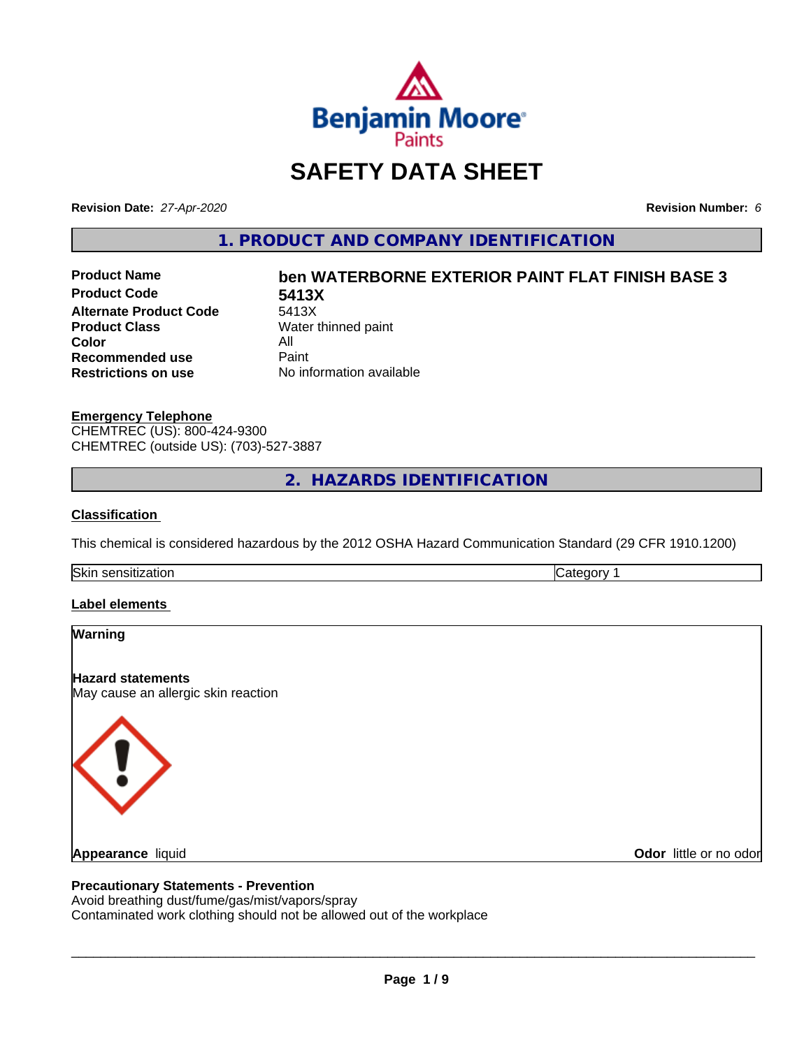# SAFETY DATA SHEET

**Revision Date:** *27-Apr-2020*

**Revision Number:** *6*

## 1. PRODUCT AND COMPANY IDENTIFICATION

| | |
|---|---|
| **Product Name** | **ben WATERBORNE EXTERIOR PAINT FLAT FINISH BASE 3** |
| **Product Code** | **5413X** |
| **Alternate Product Code** | 5413X |
| **Product Class** | Water thinned paint |
| **Color** | All |
| **Recommended use** | Paint |
| **Restrictions on use** | No information available |

**Emergency Telephone**

CHEMTREC (US): 800-424-9300

CHEMTREC (outside US): (703)-527-3887

## 2. HAZARDS IDENTIFICATION

**Classification**

This chemical is considered hazardous by the 2012 OSHA Hazard Communication Standard (29 CFR 1910.1200)

| Skin sensitization | Category 1 |
|---|---|

**Label elements**

**Warning**

**Hazard statements**

May cause an allergic skin reaction

**Appearance** liquid

**Odor** little or no odor

**Precautionary Statements - Prevention**

Avoid breathing dust/fume/gas/mist/vapors/spray

Contaminated work clothing should not be allowed out of the workplace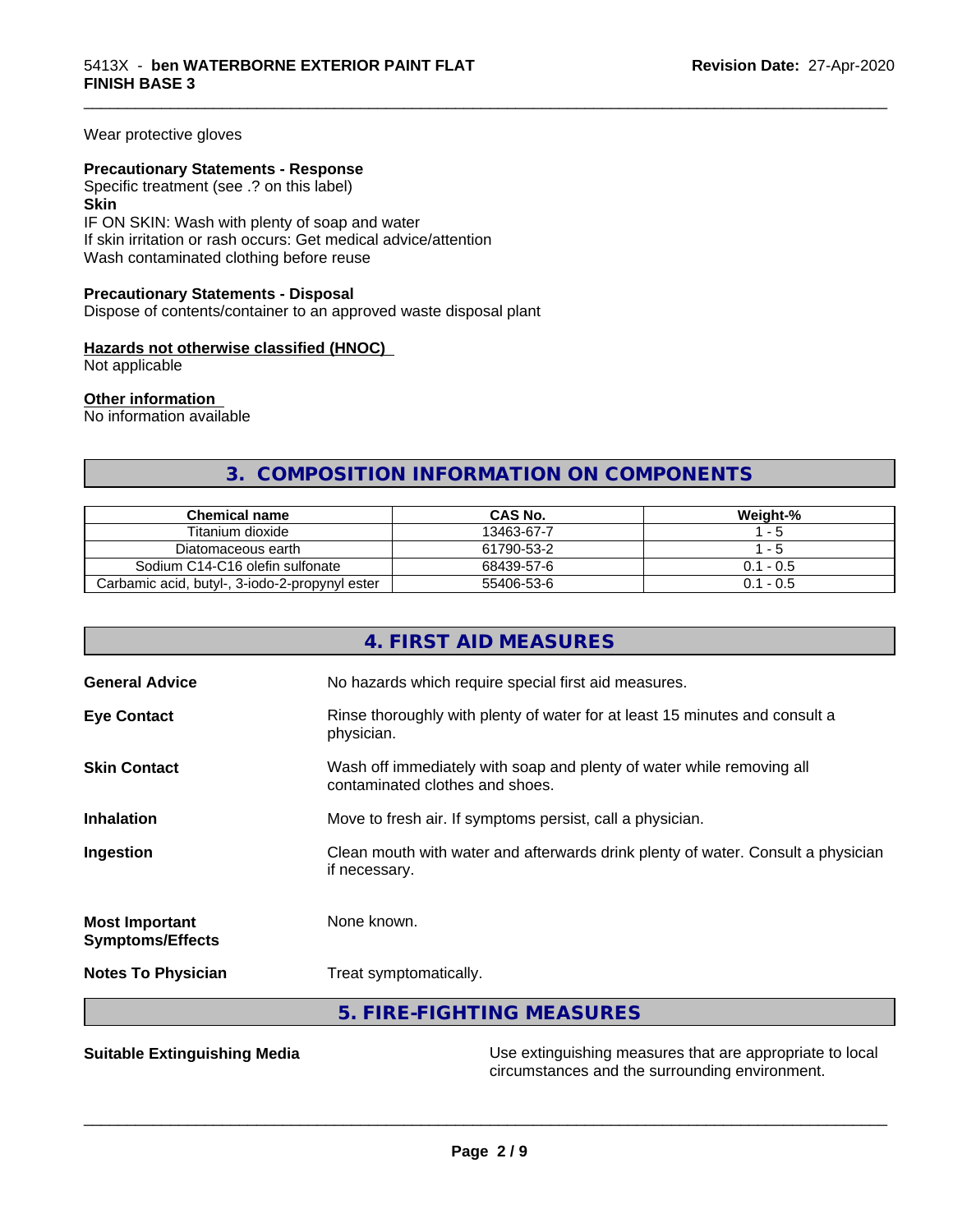Wear protective gloves

**Precautionary Statements - Response**
Specific treatment (see .? on this label)
**Skin**
IF ON SKIN: Wash with plenty of soap and water
If skin irritation or rash occurs: Get medical advice/attention
Wash contaminated clothing before reuse

**Precautionary Statements - Disposal**
Dispose of contents/container to an approved waste disposal plant

**Hazards not otherwise classified (HNOC)**
Not applicable

**Other information**
No information available

## 3. COMPOSITION INFORMATION ON COMPONENTS

| Chemical name | CAS No. | Weight-% |
|---|---|---|
| Titanium dioxide | 13463-67-7 | 1 - 5 |
| Diatomaceous earth | 61790-53-2 | 1 - 5 |
| Sodium C14-C16 olefin sulfonate | 68439-57-6 | 0.1 - 0.5 |
| Carbamic acid, butyl-, 3-iodo-2-propynyl ester | 55406-53-6 | 0.1 - 0.5 |

## 4. FIRST AID MEASURES

**General Advice**: No hazards which require special first aid measures.

**Eye Contact**: Rinse thoroughly with plenty of water for at least 15 minutes and consult a physician.

**Skin Contact**: Wash off immediately with soap and plenty of water while removing all contaminated clothes and shoes.

**Inhalation**: Move to fresh air. If symptoms persist, call a physician.

**Ingestion**: Clean mouth with water and afterwards drink plenty of water. Consult a physician if necessary.

**Most Important Symptoms/Effects**: None known.

**Notes To Physician**: Treat symptomatically.

## 5. FIRE-FIGHTING MEASURES

**Suitable Extinguishing Media**: Use extinguishing measures that are appropriate to local circumstances and the surrounding environment.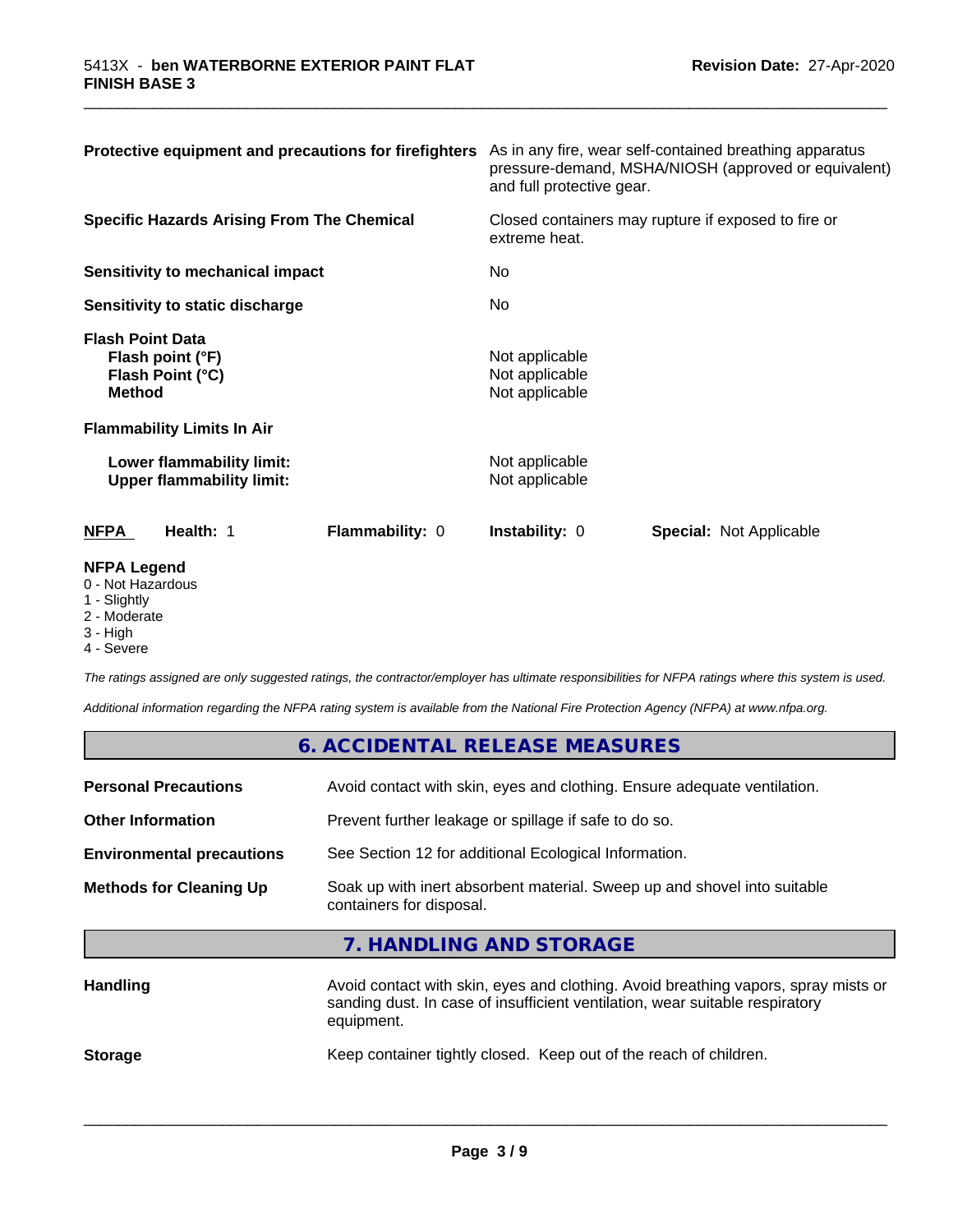**Protective equipment and precautions for firefighters** As in any fire, wear self-contained breathing apparatus pressure-demand, MSHA/NIOSH (approved or equivalent) and full protective gear.

**Specific Hazards Arising From The Chemical** Closed containers may rupture if exposed to fire or extreme heat.

**Sensitivity to mechanical impact** No

**Sensitivity to static discharge** No

**Flash Point Data**

| | |
|---|---|
| **Flash point (°F)** | Not applicable |
| **Flash Point (°C)** | Not applicable |
| **Method** | Not applicable |

**Flammability Limits In Air**

| | |
|---|---|
| **Lower flammability limit:** | Not applicable |
| **Upper flammability limit:** | Not applicable |

| **NFPA** | **Health:** 1 | **Flammability:** 0 | **Instability:** 0 | **Special:** Not Applicable |
|---|---|---|---|---|

**NFPA Legend**

- 0 - Not Hazardous
- 1 - Slightly
- 2 - Moderate
- 3 - High
- 4 - Severe

*The ratings assigned are only suggested ratings, the contractor/employer has ultimate responsibilities for NFPA ratings where this system is used.*

*Additional information regarding the NFPA rating system is available from the National Fire Protection Agency (NFPA) at www.nfpa.org.*

## 6. ACCIDENTAL RELEASE MEASURES

| | |
|---|---|
| **Personal Precautions** | Avoid contact with skin, eyes and clothing. Ensure adequate ventilation. |
| **Other Information** | Prevent further leakage or spillage if safe to do so. |
| **Environmental precautions** | See Section 12 for additional Ecological Information. |
| **Methods for Cleaning Up** | Soak up with inert absorbent material. Sweep up and shovel into suitable containers for disposal. |

## 7. HANDLING AND STORAGE

| | |
|---|---|
| **Handling** | Avoid contact with skin, eyes and clothing. Avoid breathing vapors, spray mists or sanding dust. In case of insufficient ventilation, wear suitable respiratory equipment. |
| **Storage** | Keep container tightly closed. Keep out of the reach of children. |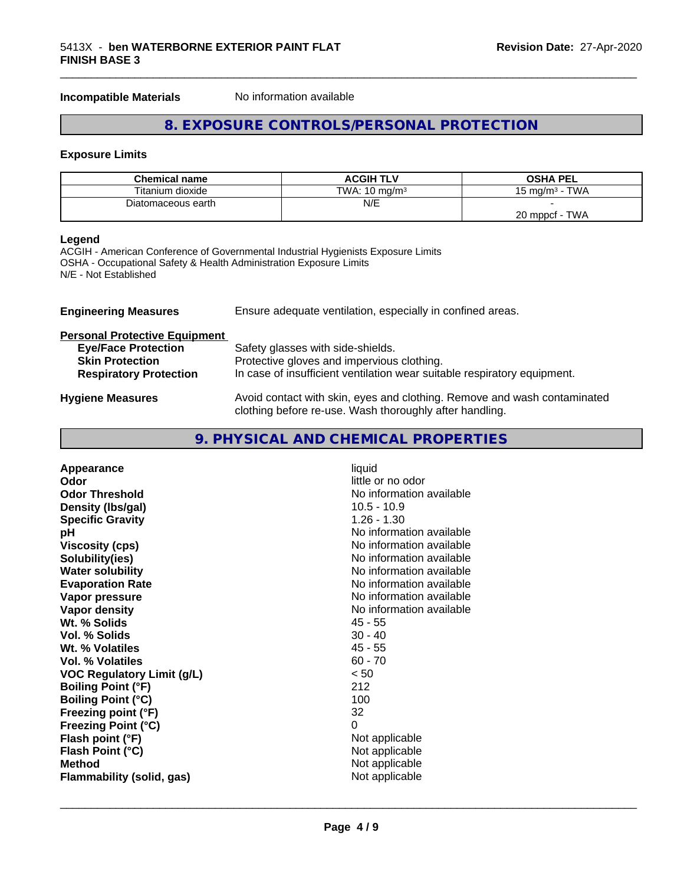**Incompatible Materials** No information available

## 8. EXPOSURE CONTROLS/PERSONAL PROTECTION

### Exposure Limits

| Chemical name | ACGIH TLV | OSHA PEL |
|---|---|---|
| Titanium dioxide | TWA: 10 $mg/m^3$ | 15 $mg/m^3$ - TWA |
| Diatomaceous earth | N/E | -<br>20 mppcf - TWA |

**Legend**
ACGIH - American Conference of Governmental Industrial Hygienists Exposure Limits
OSHA - Occupational Safety & Health Administration Exposure Limits
N/E - Not Established

**Engineering Measures** Ensure adequate ventilation, especially in confined areas.

**Personal Protective Equipment**

- **Eye/Face Protection** Safety glasses with side-shields.
- **Skin Protection** Protective gloves and impervious clothing.
- **Respiratory Protection** In case of insufficient ventilation wear suitable respiratory equipment.

**Hygiene Measures** Avoid contact with skin, eyes and clothing. Remove and wash contaminated clothing before re-use. Wash thoroughly after handling.

## 9. PHYSICAL AND CHEMICAL PROPERTIES

| | |
|---|---|
| **Appearance** | liquid |
| **Odor** | little or no odor |
| **Odor Threshold** | No information available |
| **Density (lbs/gal)** | 10.5 - 10.9 |
| **Specific Gravity** | 1.26 - 1.30 |
| **pH** | No information available |
| **Viscosity (cps)** | No information available |
| **Solubility(ies)** | No information available |
| **Water solubility** | No information available |
| **Evaporation Rate** | No information available |
| **Vapor pressure** | No information available |
| **Vapor density** | No information available |
| **Wt. % Solids** | 45 - 55 |
| **Vol. % Solids** | 30 - 40 |
| **Wt. % Volatiles** | 45 - 55 |
| **Vol. % Volatiles** | 60 - 70 |
| **VOC Regulatory Limit (g/L)** | < 50 |
| **Boiling Point (°F)** | 212 |
| **Boiling Point (°C)** | 100 |
| **Freezing point (°F)** | 32 |
| **Freezing Point (°C)** | 0 |
| **Flash point (°F)** | Not applicable |
| **Flash Point (°C)** | Not applicable |
| **Method** | Not applicable |
| **Flammability (solid, gas)** | Not applicable |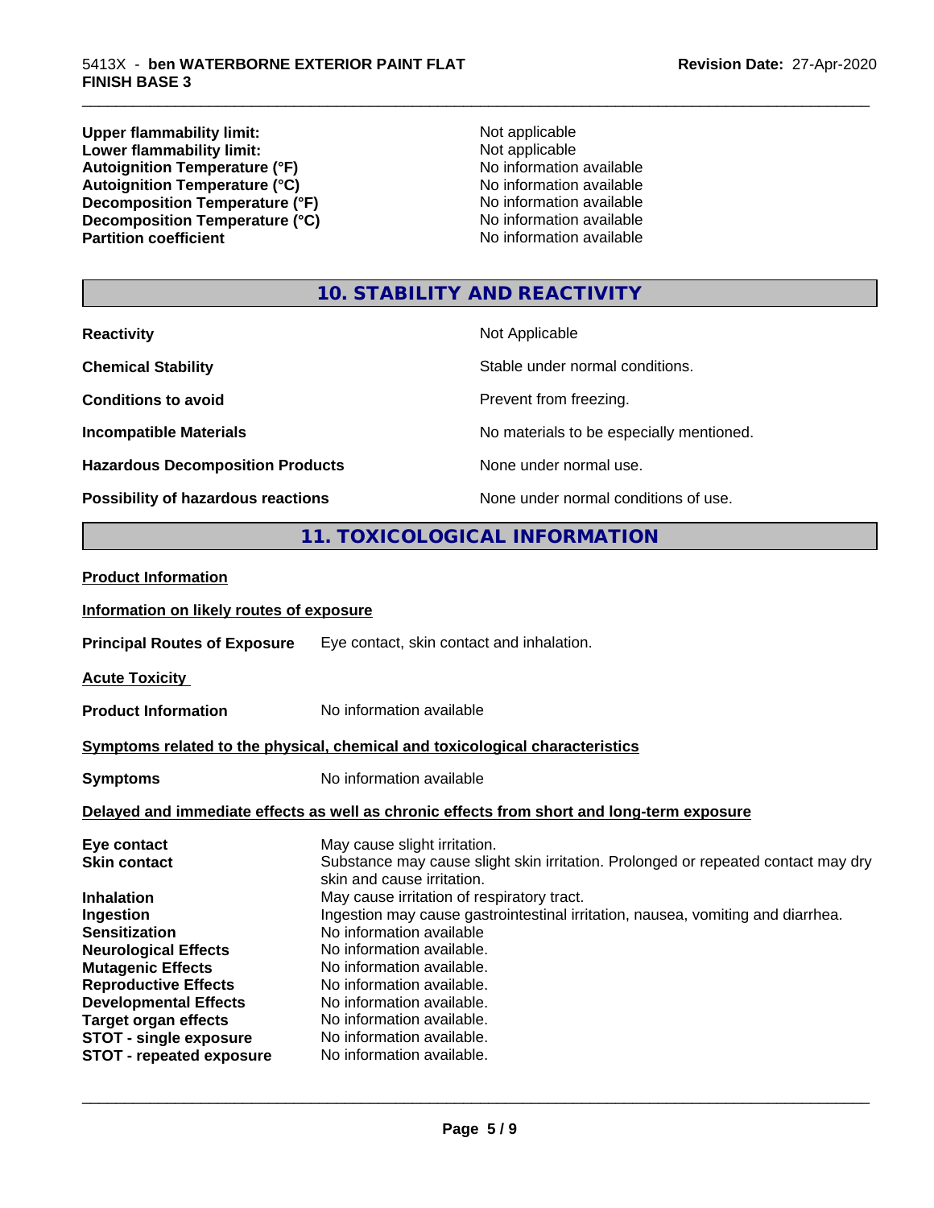| | |
|---|---|
| **Upper flammability limit:** | Not applicable |
| **Lower flammability limit:** | Not applicable |
| **Autoignition Temperature (°F)** | No information available |
| **Autoignition Temperature (°C)** | No information available |
| **Decomposition Temperature (°F)** | No information available |
| **Decomposition Temperature (°C)** | No information available |
| **Partition coefficient** | No information available |

## 10. STABILITY AND REACTIVITY

| | |
|---|---|
| **Reactivity** | Not Applicable |
| **Chemical Stability** | Stable under normal conditions. |
| **Conditions to avoid** | Prevent from freezing. |
| **Incompatible Materials** | No materials to be especially mentioned. |
| **Hazardous Decomposition Products** | None under normal use. |
| **Possibility of hazardous reactions** | None under normal conditions of use. |

## 11. TOXICOLOGICAL INFORMATION

**Product Information**

**Information on likely routes of exposure**

**Principal Routes of Exposure** Eye contact, skin contact and inhalation.

**Acute Toxicity**

**Product Information** No information available

**Symptoms related to the physical, chemical and toxicological characteristics**

**Symptoms** No information available

**Delayed and immediate effects as well as chronic effects from short and long-term exposure**

| | |
|---|---|
| **Eye contact** | May cause slight irritation. |
| **Skin contact** | Substance may cause slight skin irritation. Prolonged or repeated contact may dry skin and cause irritation. |
| **Inhalation** | May cause irritation of respiratory tract. |
| **Ingestion** | Ingestion may cause gastrointestinal irritation, nausea, vomiting and diarrhea. |
| **Sensitization** | No information available |
| **Neurological Effects** | No information available. |
| **Mutagenic Effects** | No information available. |
| **Reproductive Effects** | No information available. |
| **Developmental Effects** | No information available. |
| **Target organ effects** | No information available. |
| **STOT - single exposure** | No information available. |
| **STOT - repeated exposure** | No information available. |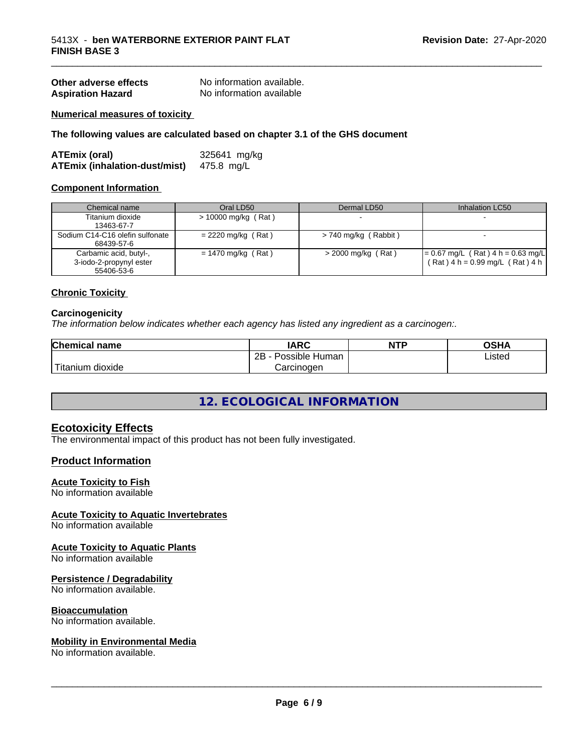**Other adverse effects** No information available.
**Aspiration Hazard** No information available

**Numerical measures of toxicity**

**The following values are calculated based on chapter 3.1 of the GHS document**

**ATEmix (oral)** 325641 mg/kg
**ATEmix (inhalation-dust/mist)** 475.8 mg/L

**Component Information**

| Chemical name | Oral LD50 | Dermal LD50 | Inhalation LC50 |
|---|---|---|---|
| Titanium dioxide<br>13463-67-7 | > 10000 mg/kg ( Rat ) | - | - |
| Sodium C14-C16 olefin sulfonate<br>68439-57-6 | = 2220 mg/kg ( Rat ) | > 740 mg/kg ( Rabbit ) | - |
| Carbamic acid, butyl-,<br>3-iodo-2-propynyl ester<br>55406-53-6 | = 1470 mg/kg ( Rat ) | > 2000 mg/kg ( Rat ) | = 0.67 mg/L ( Rat ) 4 h = 0.63 mg/L ( Rat ) 4 h = 0.99 mg/L ( Rat ) 4 h |

**Chronic Toxicity**

**Carcinogenicity**

*The information below indicates whether each agency has listed any ingredient as a carcinogen:.*

| Chemical name | IARC | NTP | OSHA |
|---|---|---|---|
| Titanium dioxide | 2B - Possible Human Carcinogen | | Listed |

# 12. ECOLOGICAL INFORMATION

## Ecotoxicity Effects

The environmental impact of this product has not been fully investigated.

## Product Information

**Acute Toxicity to Fish**
No information available

**Acute Toxicity to Aquatic Invertebrates**
No information available

**Acute Toxicity to Aquatic Plants**
No information available

**Persistence / Degradability**
No information available.

**Bioaccumulation**
No information available.

**Mobility in Environmental Media**
No information available.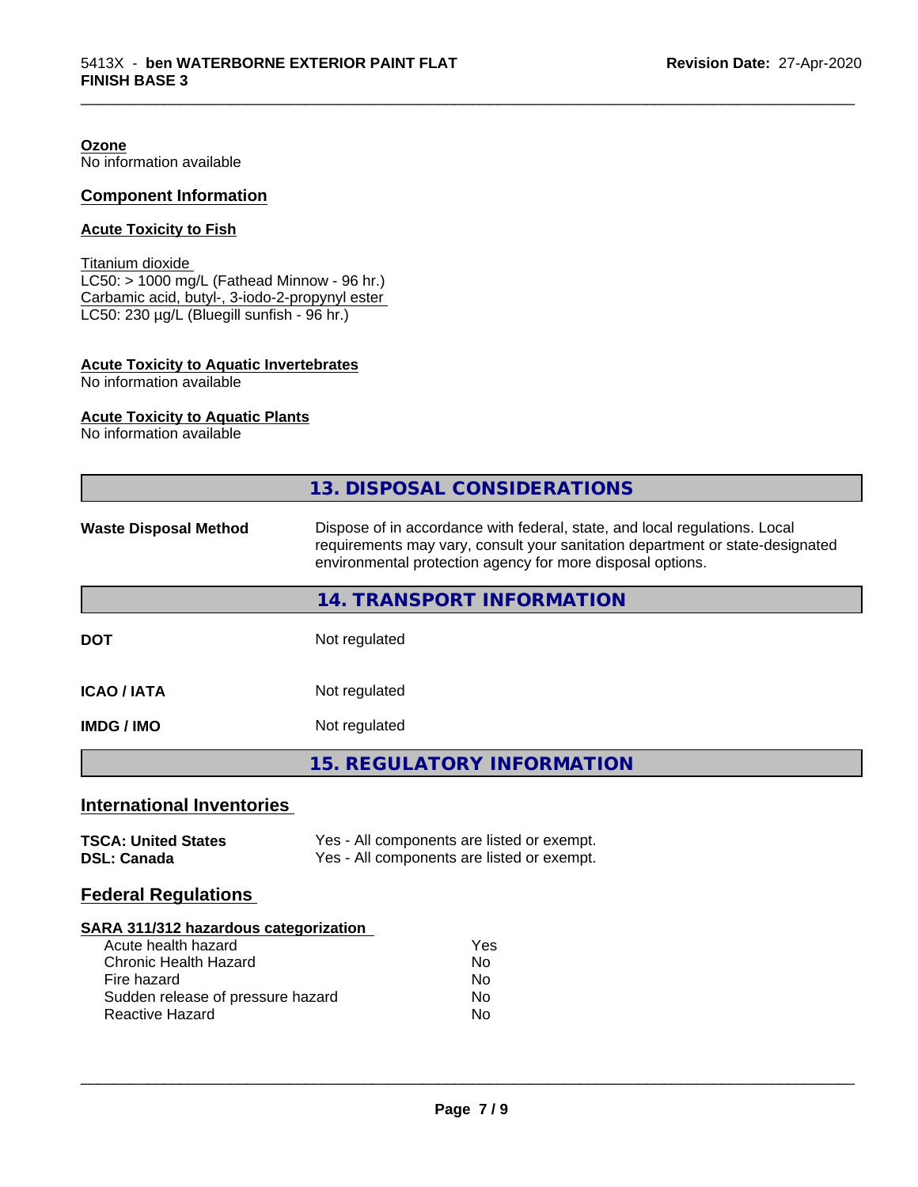**Ozone**
No information available

## Component Information

**Acute Toxicity to Fish**

Titanium dioxide
LC50: > 1000 mg/L (Fathead Minnow - 96 hr.)
Carbamic acid, butyl-, 3-iodo-2-propynyl ester
LC50: 230 µg/L (Bluegill sunfish - 96 hr.)

**Acute Toxicity to Aquatic Invertebrates**
No information available

**Acute Toxicity to Aquatic Plants**
No information available

## 13. DISPOSAL CONSIDERATIONS

| | |
|---|---|
| **Waste Disposal Method** | Dispose of in accordance with federal, state, and local regulations. Local requirements may vary, consult your sanitation department or state-designated environmental protection agency for more disposal options. |

## 14. TRANSPORT INFORMATION

| | |
|---|---|
| **DOT** | Not regulated |
| **ICAO / IATA** | Not regulated |
| **IMDG / IMO** | Not regulated |

## 15. REGULATORY INFORMATION

### International Inventories

| | |
|---|---|
| **TSCA: United States** | Yes - All components are listed or exempt. |
| **DSL: Canada** | Yes - All components are listed or exempt. |

### Federal Regulations

**SARA 311/312 hazardous categorization**

| | |
|---|---|
| Acute health hazard | Yes |
| Chronic Health Hazard | No |
| Fire hazard | No |
| Sudden release of pressure hazard | No |
| Reactive Hazard | No |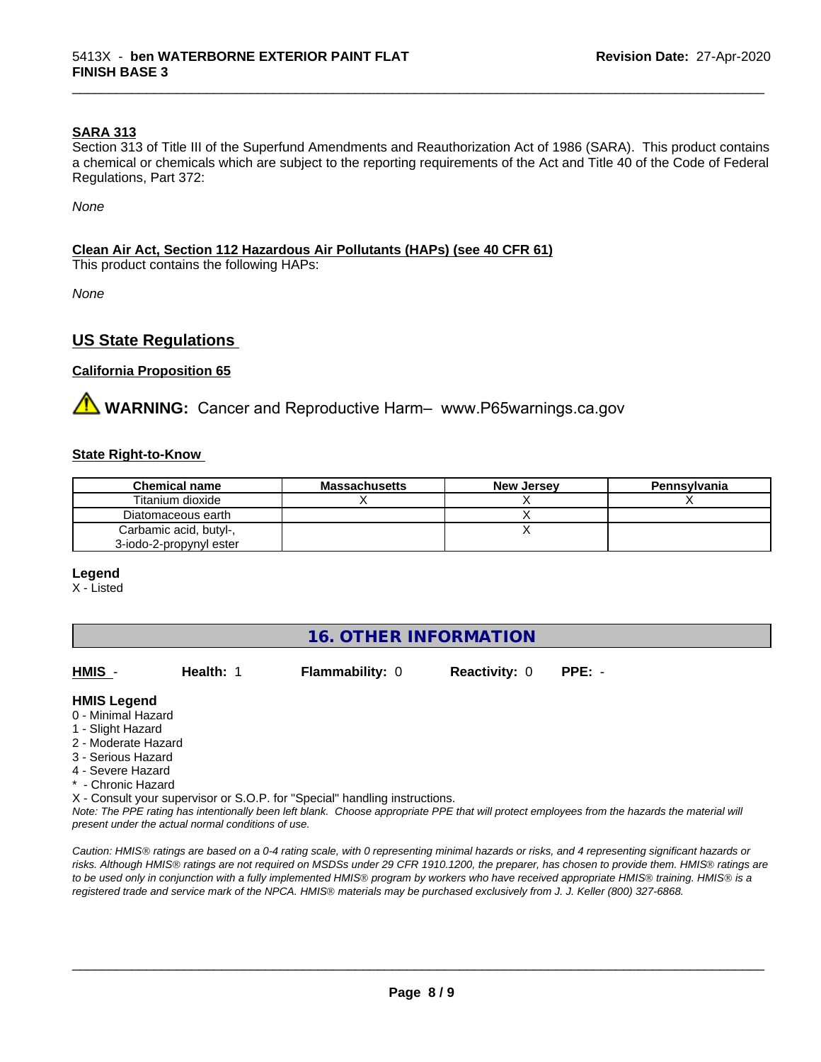**SARA 313**

Section 313 of Title III of the Superfund Amendments and Reauthorization Act of 1986 (SARA). This product contains a chemical or chemicals which are subject to the reporting requirements of the Act and Title 40 of the Code of Federal Regulations, Part 372:

*None*

**Clean Air Act, Section 112 Hazardous Air Pollutants (HAPs) (see 40 CFR 61)**

This product contains the following HAPs:

*None*

## US State Regulations

**California Proposition 65**

⚠ **WARNING:** Cancer and Reproductive Harm– www.P65warnings.ca.gov

**State Right-to-Know**

| Chemical name | Massachusetts | New Jersey | Pennsylvania |
|---|---|---|---|
| Titanium dioxide | X | X | X |
| Diatomaceous earth | | X | |
| Carbamic acid, butyl-, 3-iodo-2-propynyl ester | | X | |

**Legend**

X - Listed

# 16. OTHER INFORMATION

**HMIS** - **Health:** 1 **Flammability:** 0 **Reactivity:** 0 **PPE:** -

**HMIS Legend**

0 - Minimal Hazard
1 - Slight Hazard
2 - Moderate Hazard
3 - Serious Hazard
4 - Severe Hazard
* - Chronic Hazard
X - Consult your supervisor or S.O.P. for "Special" handling instructions.

*Note: The PPE rating has intentionally been left blank. Choose appropriate PPE that will protect employees from the hazards the material will present under the actual normal conditions of use.*

*Caution: HMIS® ratings are based on a 0-4 rating scale, with 0 representing minimal hazards or risks, and 4 representing significant hazards or risks. Although HMIS® ratings are not required on MSDSs under 29 CFR 1910.1200, the preparer, has chosen to provide them. HMIS® ratings are to be used only in conjunction with a fully implemented HMIS® program by workers who have received appropriate HMIS® training. HMIS® is a registered trade and service mark of the NPCA. HMIS® materials may be purchased exclusively from J. J. Keller (800) 327-6868.*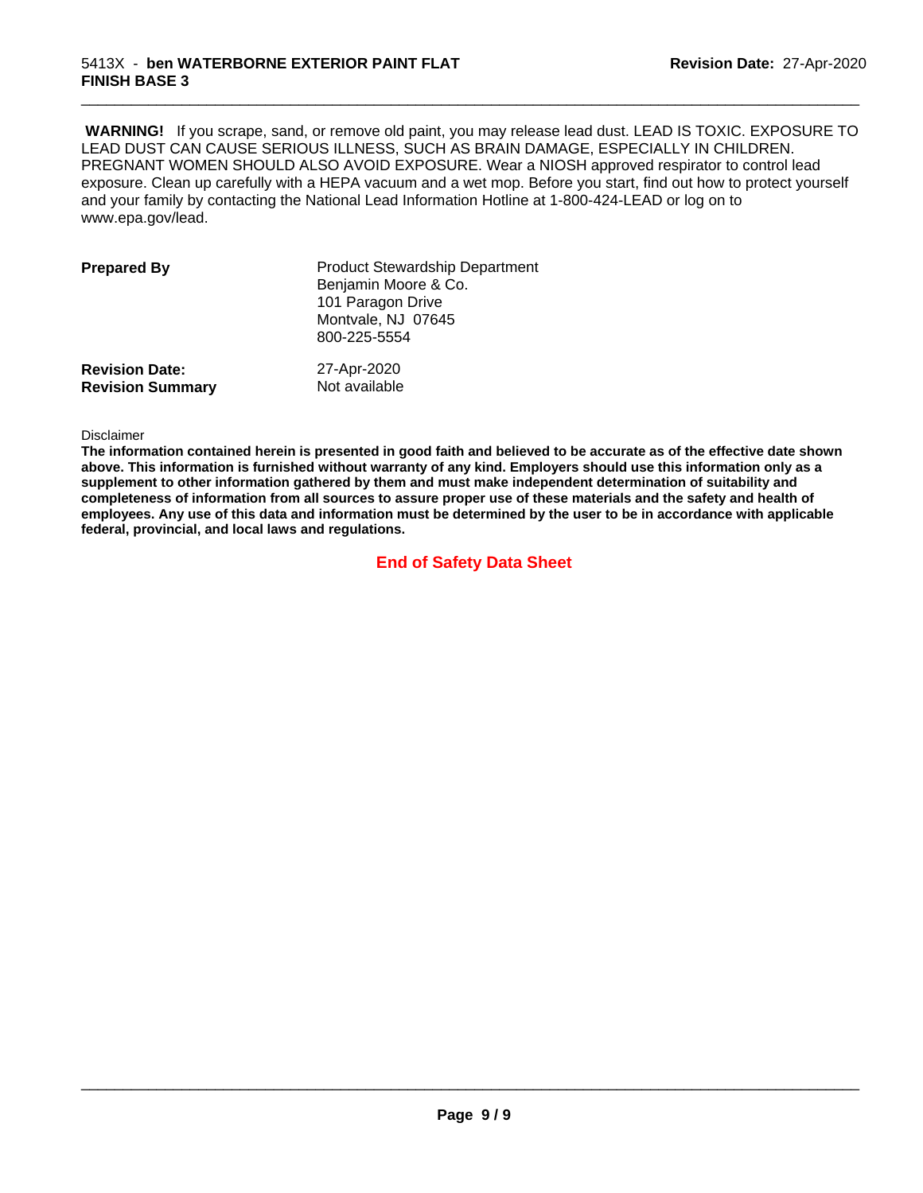**WARNING!** If you scrape, sand, or remove old paint, you may release lead dust. LEAD IS TOXIC. EXPOSURE TO LEAD DUST CAN CAUSE SERIOUS ILLNESS, SUCH AS BRAIN DAMAGE, ESPECIALLY IN CHILDREN. PREGNANT WOMEN SHOULD ALSO AVOID EXPOSURE. Wear a NIOSH approved respirator to control lead exposure. Clean up carefully with a HEPA vacuum and a wet mop. Before you start, find out how to protect yourself and your family by contacting the National Lead Information Hotline at 1-800-424-LEAD or log on to www.epa.gov/lead.

| | |
|---|---|
| **Prepared By** | Product Stewardship Department<br>Benjamin Moore & Co.<br>101 Paragon Drive<br>Montvale, NJ 07645<br>800-225-5554 |
| **Revision Date:** | 27-Apr-2020 |
| **Revision Summary** | Not available |

Disclaimer

**The information contained herein is presented in good faith and believed to be accurate as of the effective date shown above. This information is furnished without warranty of any kind. Employers should use this information only as a supplement to other information gathered by them and must make independent determination of suitability and completeness of information from all sources to assure proper use of these materials and the safety and health of employees. Any use of this data and information must be determined by the user to be in accordance with applicable federal, provincial, and local laws and regulations.**

**End of Safety Data Sheet**